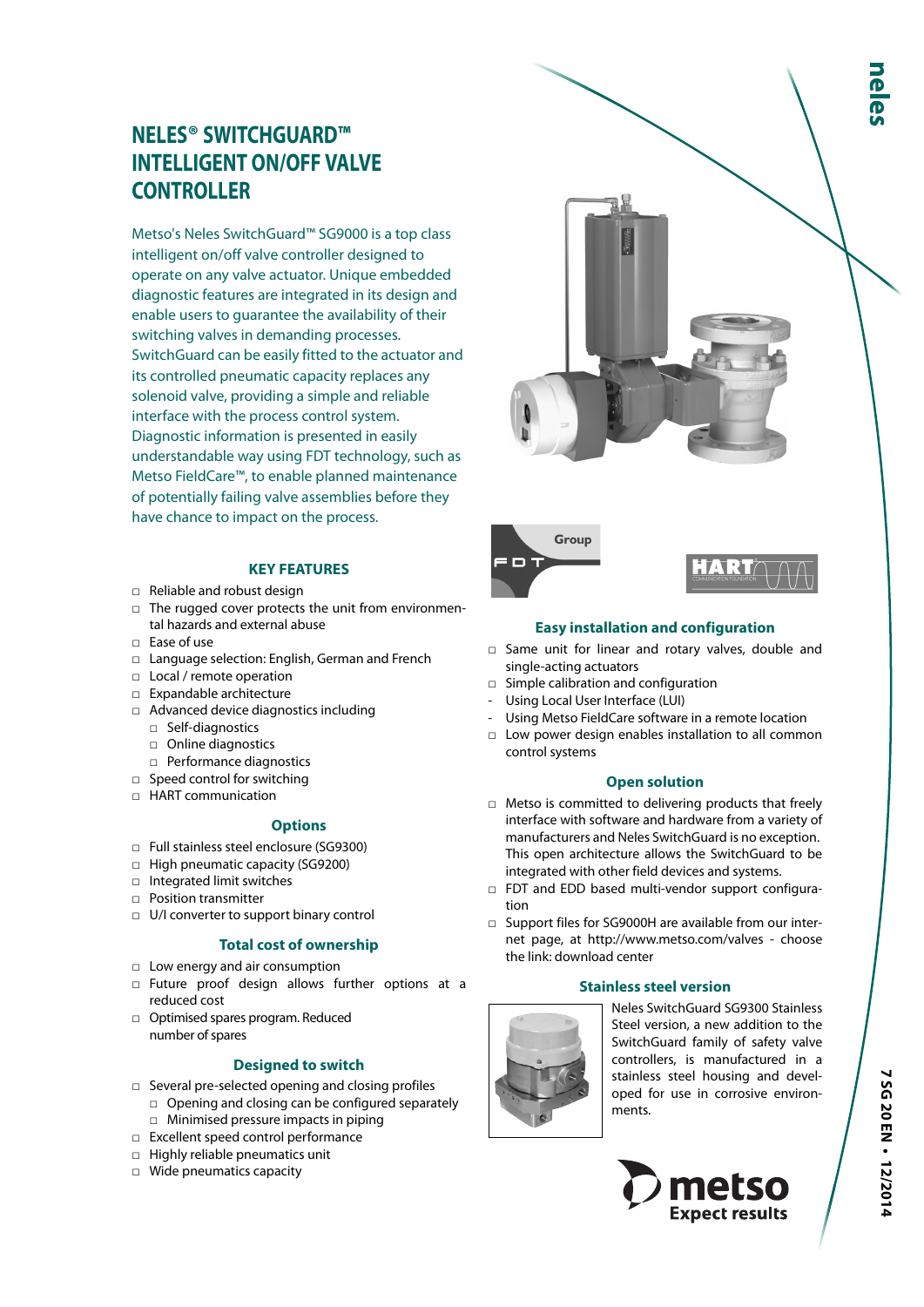# NELES® SWITCHGUARD™ INTELLIGENT ON/OFF VALVE CONTROLLER

Metso's Neles SwitchGuard™ SG9000 is a top class intelligent on/off valve controller designed to operate on any valve actuator. Unique embedded diagnostic features are integrated in its design and enable users to guarantee the availability of their switching valves in demanding processes. SwitchGuard can be easily fitted to the actuator and its controlled pneumatic capacity replaces any solenoid valve, providing a simple and reliable interface with the process control system. Diagnostic information is presented in easily understandable way using FDT technology, such as Metso FieldCare™, to enable planned maintenance of potentially failing valve assemblies before they have chance to impact on the process.

## KEY FEATURES

- Reliable and robust design
- The rugged cover protects the unit from environmental hazards and external abuse
- Ease of use
- Language selection: English, German and French
- Local / remote operation
- Expandable architecture
- Advanced device diagnostics including
  - Self-diagnostics
  - Online diagnostics
  - Performance diagnostics
- Speed control for switching
- HART communication

### Options

- Full stainless steel enclosure (SG9300)
- High pneumatic capacity (SG9200)
- Integrated limit switches
- Position transmitter
- U/I converter to support binary control

### Total cost of ownership

- Low energy and air consumption
- Future proof design allows further options at a reduced cost
- Optimised spares program. Reduced number of spares

### Designed to switch

- Several pre-selected opening and closing profiles
  - Opening and closing can be configured separately
  - Minimised pressure impacts in piping
- Excellent speed control performance
- Highly reliable pneumatics unit
- Wide pneumatics capacity

### Easy installation and configuration

- Same unit for linear and rotary valves, double and single-acting actuators
- Simple calibration and configuration
  - Using Local User Interface (LUI)
  - Using Metso FieldCare software in a remote location
- Low power design enables installation to all common control systems

### Open solution

- Metso is committed to delivering products that freely interface with software and hardware from a variety of manufacturers and Neles SwitchGuard is no exception. This open architecture allows the SwitchGuard to be integrated with other field devices and systems.
- FDT and EDD based multi-vendor support configuration
- Support files for SG9000H are available from our internet page, at http://www.metso.com/valves - choose the link: download center

### Stainless steel version

Neles SwitchGuard SG9300 Stainless Steel version, a new addition to the SwitchGuard family of safety valve controllers, is manufactured in a stainless steel housing and developed for use in corrosive environments.

7 SG 20 EN • 12/2014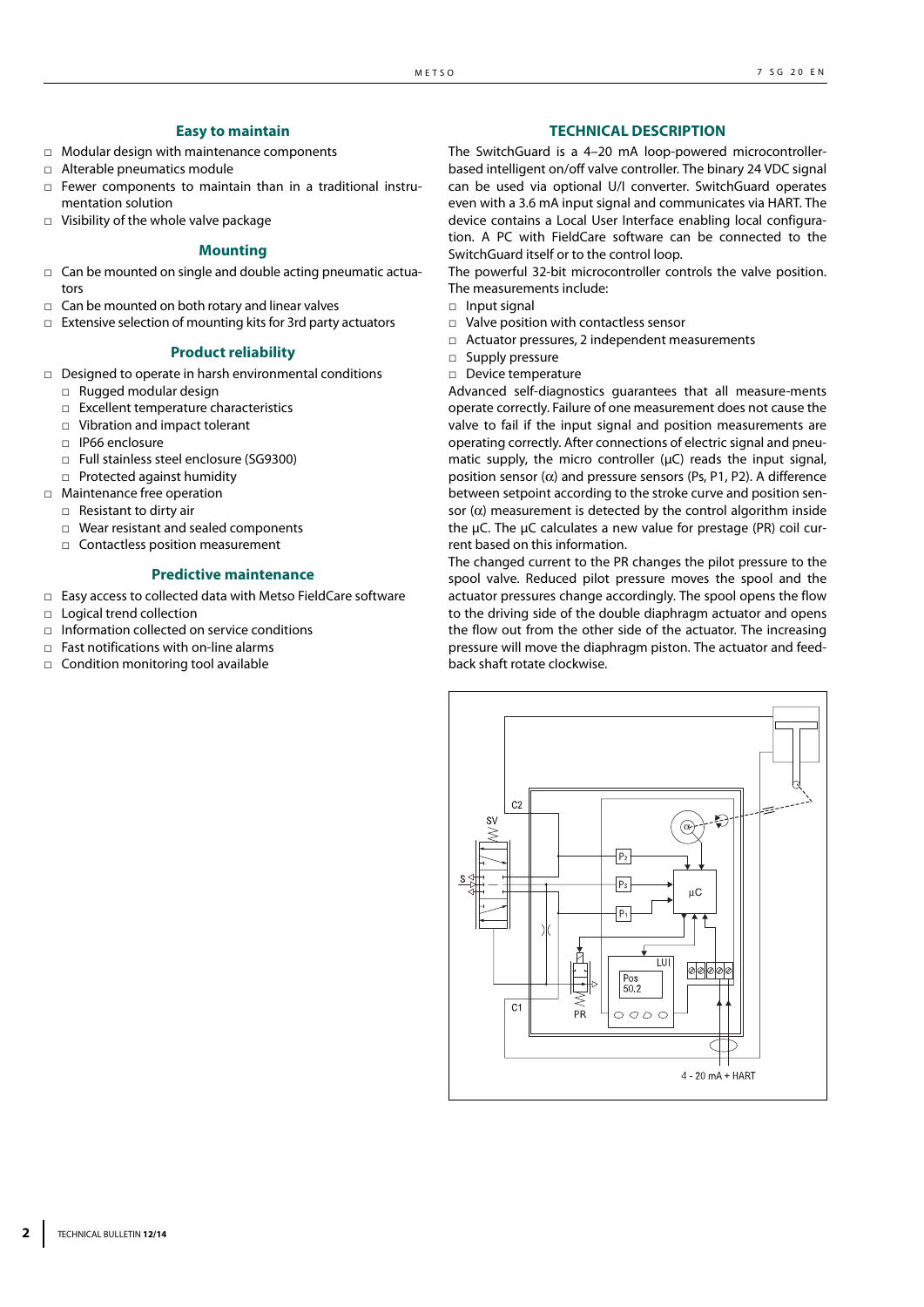## Easy to maintain

- Modular design with maintenance components
- Alterable pneumatics module
- Fewer components to maintain than in a traditional instrumentation solution
- Visibility of the whole valve package

## Mounting

- Can be mounted on single and double acting pneumatic actuators
- Can be mounted on both rotary and linear valves
- Extensive selection of mounting kits for 3rd party actuators

## Product reliability

- Designed to operate in harsh environmental conditions
  - Rugged modular design
  - Excellent temperature characteristics
  - Vibration and impact tolerant
  - IP66 enclosure
  - Full stainless steel enclosure (SG9300)
  - Protected against humidity
- Maintenance free operation
  - Resistant to dirty air
  - Wear resistant and sealed components
  - Contactless position measurement

## Predictive maintenance

- Easy access to collected data with Metso FieldCare software
- Logical trend collection
- Information collected on service conditions
- Fast notifications with on-line alarms
- Condition monitoring tool available

## TECHNICAL DESCRIPTION

The SwitchGuard is a 4–20 mA loop-powered microcontroller-based intelligent on/off valve controller. The binary 24 VDC signal can be used via optional U/I converter. SwitchGuard operates even with a 3.6 mA input signal and communicates via HART. The device contains a Local User Interface enabling local configuration. A PC with FieldCare software can be connected to the SwitchGuard itself or to the control loop.

The powerful 32-bit microcontroller controls the valve position. The measurements include:

- Input signal
- Valve position with contactless sensor
- Actuator pressures, 2 independent measurements
- Supply pressure
- Device temperature

Advanced self-diagnostics guarantees that all measure-ments operate correctly. Failure of one measurement does not cause the valve to fail if the input signal and position measurements are operating correctly. After connections of electric signal and pneumatic supply, the micro controller (μC) reads the input signal, position sensor (α) and pressure sensors (Ps, P1, P2). A difference between setpoint according to the stroke curve and position sensor (α) measurement is detected by the control algorithm inside the μC. The μC calculates a new value for prestage (PR) coil current based on this information.

The changed current to the PR changes the pilot pressure to the spool valve. Reduced pilot pressure moves the spool and the actuator pressures change accordingly. The spool opens the flow to the driving side of the double diaphragm actuator and opens the flow out from the other side of the actuator. The increasing pressure will move the diaphragm piston. The actuator and feedback shaft rotate clockwise.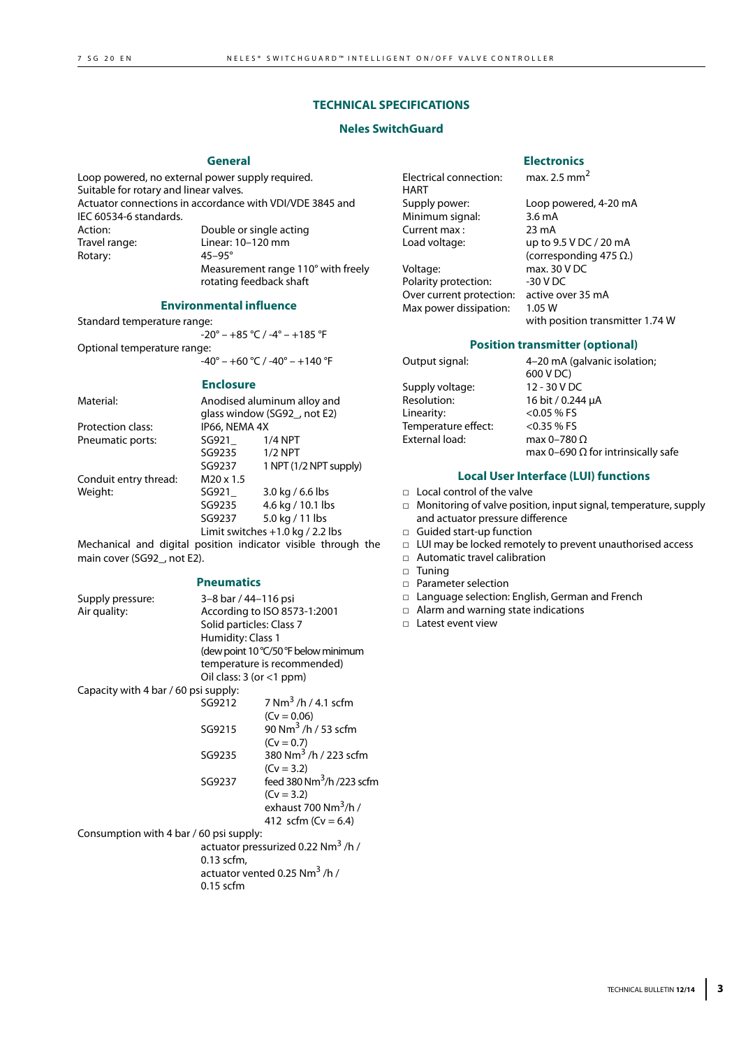# TECHNICAL SPECIFICATIONS

## Neles SwitchGuard

### General

Loop powered, no external power supply required.
Suitable for rotary and linear valves.
Actuator connections in accordance with VDI/VDE 3845 and IEC 60534-6 standards.

| | |
|---|---|
| Action: | Double or single acting |
| Travel range: | Linear: 10–120 mm |
| Rotary: | 45–95° |
| | Measurement range 110° with freely rotating feedback shaft |

### Environmental influence

Standard temperature range:
-20° – +85 °C / -4° – +185 °F

Optional temperature range:
-40° – +60 °C / -40° – +140 °F

### Enclosure

| | | |
|---|---|---|
| Material: | Anodised aluminum alloy and glass window (SG92_, not E2) | |
| Protection class: | IP66, NEMA 4X | |
| Pneumatic ports: | SG921_ | 1/4 NPT |
| | SG9235 | 1/2 NPT |
| | SG9237 | 1 NPT (1/2 NPT supply) |
| Conduit entry thread: | M20 x 1.5 | |
| Weight: | SG921_ | 3.0 kg / 6.6 lbs |
| | SG9235 | 4.6 kg / 10.1 lbs |
| | SG9237 | 5.0 kg / 11 lbs |
| | Limit switches +1.0 kg / 2.2 lbs | |

Mechanical and digital position indicator visible through the main cover (SG92_, not E2).

### Pneumatics

| | |
|---|---|
| Supply pressure: | 3–8 bar / 44–116 psi |
| Air quality: | According to ISO 8573-1:2001 |
| | Solid particles: Class 7 |
| | Humidity: Class 1 |
| | (dew point 10 °C/50 °F below minimum temperature is recommended) |
| | Oil class: 3 (or <1 ppm) |

Capacity with 4 bar / 60 psi supply:

| | |
|---|---|
| SG9212 | 7 Nm$^3$ /h / 4.1 scfm (Cv = 0.06) |
| SG9215 | 90 Nm$^3$ /h / 53 scfm (Cv = 0.7) |
| SG9235 | 380 Nm$^3$ /h / 223 scfm (Cv = 3.2) |
| SG9237 | feed 380 Nm$^3$/h /223 scfm (Cv = 3.2) exhaust 700 Nm$^3$/h / 412 scfm (Cv = 6.4) |

Consumption with 4 bar / 60 psi supply:
actuator pressurized 0.22 Nm$^3$ /h / 0.13 scfm,
actuator vented 0.25 Nm$^3$ /h / 0.15 scfm

### Electronics

| | |
|---|---|
| Electrical connection: | max. 2.5 mm$^2$ |
| HART | |
| Supply power: | Loop powered, 4-20 mA |
| Minimum signal: | 3.6 mA |
| Current max : | 23 mA |
| Load voltage: | up to 9.5 V DC / 20 mA (corresponding 475 Ω.) |
| Voltage: | max. 30 V DC |
| Polarity protection: | -30 V DC |
| Over current protection: | active over 35 mA |
| Max power dissipation: | 1.05 W |
| | with position transmitter 1.74 W |

### Position transmitter (optional)

| | |
|---|---|
| Output signal: | 4–20 mA (galvanic isolation; 600 V DC) |
| Supply voltage: | 12 - 30 V DC |
| Resolution: | 16 bit / 0.244 µA |
| Linearity: | <0.05 % FS |
| Temperature effect: | <0.35 % FS |
| External load: | max 0–780 Ω |
| | max 0–690 Ω for intrinsically safe |

### Local User Interface (LUI) functions

- Local control of the valve
- Monitoring of valve position, input signal, temperature, supply and actuator pressure difference
- Guided start-up function
- LUI may be locked remotely to prevent unauthorised access
- Automatic travel calibration
- Tuning
- Parameter selection
- Language selection: English, German and French
- Alarm and warning state indications
- Latest event view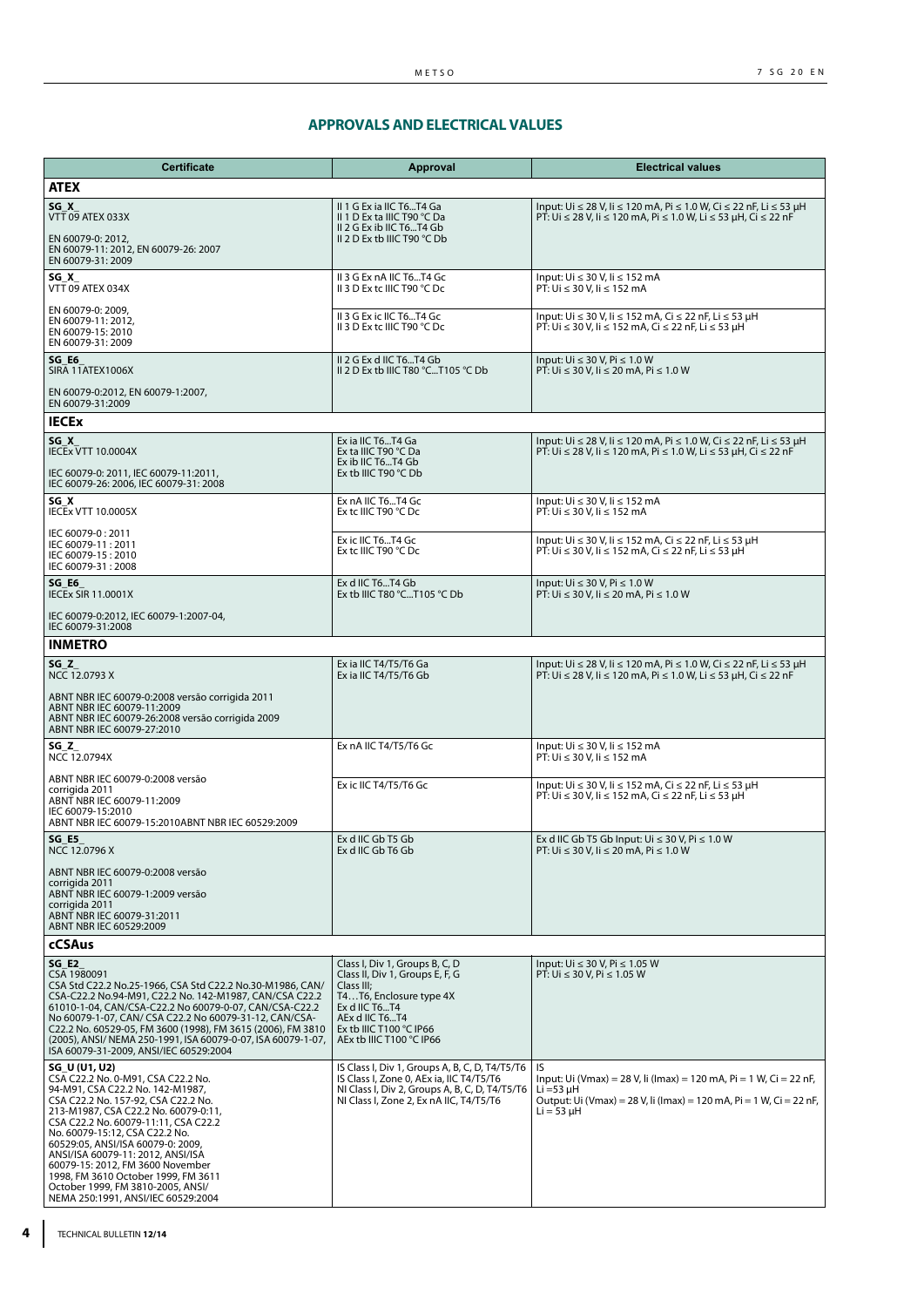## APPROVALS AND ELECTRICAL VALUES

| Certificate | Approval | Electrical values |
|---|---|---|
| **ATEX** | | |
| **SG_X_**<br>VTT 09 ATEX 033X<br><br>EN 60079-0: 2012,<br>EN 60079-11: 2012, EN 60079-26: 2007<br>EN 60079-31: 2009 | II 1 G Ex ia IIC T6...T4 Ga<br>II 1 D Ex ta IIIC T90 °C Da<br>II 2 G Ex ib IIC T6...T4 Gb<br>II 2 D Ex tb IIIC T90 °C Db | Input: Ui ≤ 28 V, Ii ≤ 120 mA, Pi ≤ 1.0 W, Ci ≤ 22 nF, Li ≤ 53 µH<br>PT: Ui ≤ 28 V, Ii ≤ 120 mA, Pi ≤ 1.0 W, Li ≤ 53 µH, Ci ≤ 22 nF |
| **SG_X_**<br>VTT 09 ATEX 034X<br><br>EN 60079-0: 2009,<br>EN 60079-11: 2012,<br>EN 60079-15: 2010<br>EN 60079-31: 2009 | II 3 G Ex nA IIC T6...T4 Gc<br>II 3 D Ex tc IIIC T90 °C Dc<br><br>II 3 G Ex ic IIC T6...T4 Gc<br>II 3 D Ex tc IIIC T90 °C Dc | Input: Ui ≤ 30 V, Ii ≤ 152 mA<br>PT: Ui ≤ 30 V, Ii ≤ 152 mA<br><br>Input: Ui ≤ 30 V, Ii ≤ 152 mA, Ci ≤ 22 nF, Li ≤ 53 µH<br>PT: Ui ≤ 30 V, Ii ≤ 152 mA, Ci ≤ 22 nF, Li ≤ 53 µH |
| **SG_E6_**<br>SIRA 11ATEX1006X<br><br>EN 60079-0:2012, EN 60079-1:2007,<br>EN 60079-31:2009 | II 2 G Ex d IIC T6...T4 Gb<br>II 2 D Ex tb IIIC T80 °C...T105 °C Db | Input: Ui ≤ 30 V, Pi ≤ 1.0 W<br>PT: Ui ≤ 30 V, Ii ≤ 20 mA, Pi ≤ 1.0 W |
| **IECEx** | | |
| **SG_X_**<br>IECEx VTT 10.0004X<br><br>IEC 60079-0: 2011, IEC 60079-11:2011,<br>IEC 60079-26: 2006, IEC 60079-31: 2008 | Ex ia IIC T6...T4 Ga<br>Ex ta IIIC T90 °C Da<br>Ex ib IIC T6...T4 Gb<br>Ex tb IIIC T90 °C Db | Input: Ui ≤ 28 V, Ii ≤ 120 mA, Pi ≤ 1.0 W, Ci ≤ 22 nF, Li ≤ 53 µH<br>PT: Ui ≤ 28 V, Ii ≤ 120 mA, Pi ≤ 1.0 W, Li ≤ 53 µH, Ci ≤ 22 nF |
| **SG_X**<br>IECEx VTT 10.0005X<br><br>IEC 60079-0 : 2011<br>IEC 60079-11 : 2011<br>IEC 60079-15 : 2010<br>IEC 60079-31 : 2008 | Ex nA IIC T6...T4 Gc<br>Ex tc IIIC T90 °C Dc<br><br>Ex ic IIC T6...T4 Gc<br>Ex tc IIIC T90 °C Dc | Input: Ui ≤ 30 V, Ii ≤ 152 mA<br>PT: Ui ≤ 30 V, Ii ≤ 152 mA<br><br>Input: Ui ≤ 30 V, Ii ≤ 152 mA, Ci ≤ 22 nF, Li ≤ 53 µH<br>PT: Ui ≤ 30 V, Ii ≤ 152 mA, Ci ≤ 22 nF, Li ≤ 53 µH |
| **SG_E6_**<br>IECEx SIR 11.0001X<br><br>IEC 60079-0:2012, IEC 60079-1:2007-04,<br>IEC 60079-31:2008 | Ex d IIC T6...T4 Gb<br>Ex tb IIIC T80 °C...T105 °C Db | Input: Ui ≤ 30 V, Pi ≤ 1.0 W<br>PT: Ui ≤ 30 V, Ii ≤ 20 mA, Pi ≤ 1.0 W |
| **INMETRO** | | |
| **SG_Z_**<br>NCC 12.0793 X<br><br>ABNT NBR IEC 60079-0:2008 versão corrigida 2011<br>ABNT NBR IEC 60079-11:2009<br>ABNT NBR IEC 60079-26:2008 versão corrigida 2009<br>ABNT NBR IEC 60079-27:2010 | Ex ia IIC T4/T5/T6 Ga<br>Ex ia IIC T4/T5/T6 Gb | Input: Ui ≤ 28 V, Ii ≤ 120 mA, Pi ≤ 1.0 W, Ci ≤ 22 nF, Li ≤ 53 µH<br>PT: Ui ≤ 28 V, Ii ≤ 120 mA, Pi ≤ 1.0 W, Li ≤ 53 µH, Ci ≤ 22 nF |
| **SG_Z_**<br>NCC 12.0794X<br><br>ABNT NBR IEC 60079-0:2008 versão corrigida 2011<br>ABNT NBR IEC 60079-11:2009<br>IEC 60079-15:2010<br>ABNT NBR IEC 60079-15:2010ABNT NBR IEC 60529:2009 | Ex nA IIC T4/T5/T6 Gc<br><br>Ex ic IIC T4/T5/T6 Gc | Input: Ui ≤ 30 V, Ii ≤ 152 mA<br>PT: Ui ≤ 30 V, Ii ≤ 152 mA<br><br>Input: Ui ≤ 30 V, Ii ≤ 152 mA, Ci ≤ 22 nF, Li ≤ 53 µH<br>PT: Ui ≤ 30 V, Ii ≤ 152 mA, Ci ≤ 22 nF, Li ≤ 53 µH |
| **SG_E5_**<br>NCC 12.0796 X<br><br>ABNT NBR IEC 60079-0:2008 versão corrigida 2011<br>ABNT NBR IEC 60079-1:2009 versão corrigida 2011<br>ABNT NBR IEC 60079-31:2011<br>ABNT NBR IEC 60529:2009 | Ex d IIC Gb T5 Gb<br>Ex d IIC Gb T6 Gb | Ex d IIC Gb T5 Gb Input: Ui ≤ 30 V, Pi ≤ 1.0 W<br>PT: Ui ≤ 30 V, Ii ≤ 20 mA, Pi ≤ 1.0 W |
| **cCSAus** | | |
| **SG_E2_**<br>CSA 1980091<br>CSA Std C22.2 No.25-1966, CSA Std C22.2 No.30-M1986, CAN/CSA-C22.2 No.94-M91, C22.2 No. 142-M1987, CAN/CSA C22.2 61010-1-04, CAN/CSA-C22.2 No 60079-0-07, CAN/CSA-C22.2 No 60079-1-07, CAN/ CSA C22.2 No 60079-31-12, CAN/CSA-C22.2 No. 60529-05, FM 3600 (1998), FM 3615 (2006), FM 3810 (2005), ANSI/ NEMA 250-1991, ISA 60079-0-07, ISA 60079-1-07, ISA 60079-31-2009, ANSI/IEC 60529:2004 | Class I, Div 1, Groups B, C, D<br>Class II, Div 1, Groups E, F, G<br>Class III;<br>T4…T6, Enclosure type 4X<br>Ex d IIC T6...T4<br>AEx d IIC T6...T4<br>Ex tb IIIC T100 °C IP66<br>AEx tb IIIC T100 °C IP66 | Input: Ui ≤ 30 V, Pi ≤ 1.05 W<br>PT: Ui ≤ 30 V, Pi ≤ 1.05 W |
| **SG_U (U1, U2)**<br>CSA C22.2 No. 0-M91, CSA C22.2 No. 94-M91, CSA C22.2 No. 142-M1987, CSA C22.2 No. 157-92, CSA C22.2 No. 213-M1987, CSA C22.2 No. 60079-0:11, CSA C22.2 No. 60079-11:11, CSA C22.2 No. 60079-15:12, CSA C22.2 No. 60529:05, ANSI/ISA 60079-0: 2009, ANSI/ISA 60079-11: 2012, ANSI/ISA 60079-15: 2012, FM 3600 November 1998, FM 3610 October 1999, FM 3611 October 1999, FM 3810-2005, ANSI/ NEMA 250:1991, ANSI/IEC 60529:2004 | IS Class I, Div 1, Groups A, B, C, D, T4/T5/T6<br>IS Class I, Zone 0, AEx ia, IIC T4/T5/T6<br>NI Class I, Div 2, Groups A, B, C, D, T4/T5/T6<br>NI Class I, Zone 2, Ex nA IIC, T4/T5/T6 | IS<br>Input: Ui (Vmax) = 28 V, Ii (Imax) = 120 mA, Pi = 1 W, Ci = 22 nF, Li =53 µH<br>Output: Ui (Vmax) = 28 V, Ii (Imax) = 120 mA, Pi = 1 W, Ci = 22 nF, Li = 53 µH |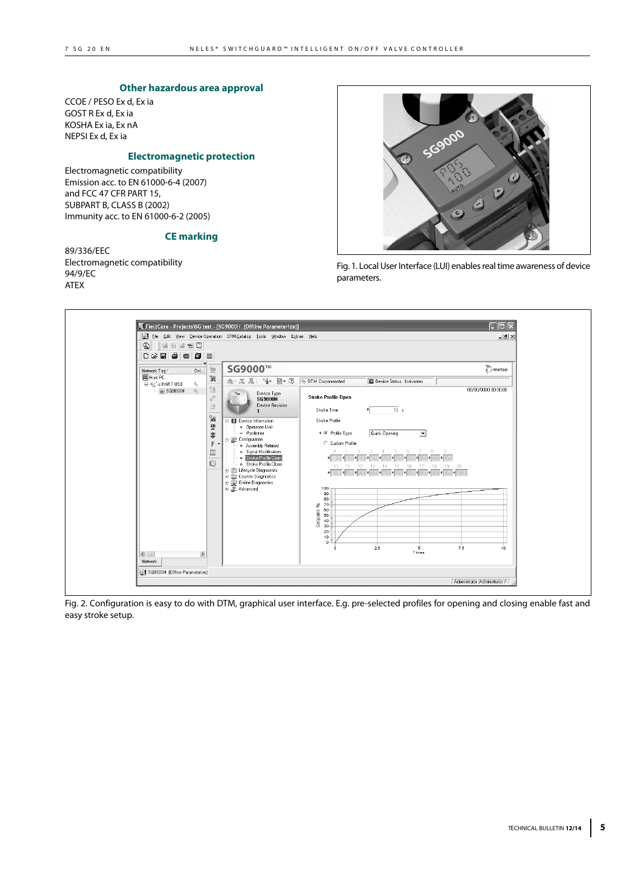## Other hazardous area approval

CCOE / PESO Ex d, Ex ia
GOST R Ex d, Ex ia
KOSHA Ex ia, Ex nA
NEPSI Ex d, Ex ia

## Electromagnetic protection

Electromagnetic compatibility
Emission acc. to EN 61000-6-4 (2007)
and FCC 47 CFR PART 15,
SUBPART B, CLASS B (2002)
Immunity acc. to EN 61000-6-2 (2005)

## CE marking

89/336/EEC
Electromagnetic compatibility
94/9/EC
ATEX

Fig. 1. Local User Interface (LUI) enables real time awareness of device parameters.

Fig. 2. Configuration is easy to do with DTM, graphical user interface. E.g. pre-selected profiles for opening and closing enable fast and easy stroke setup.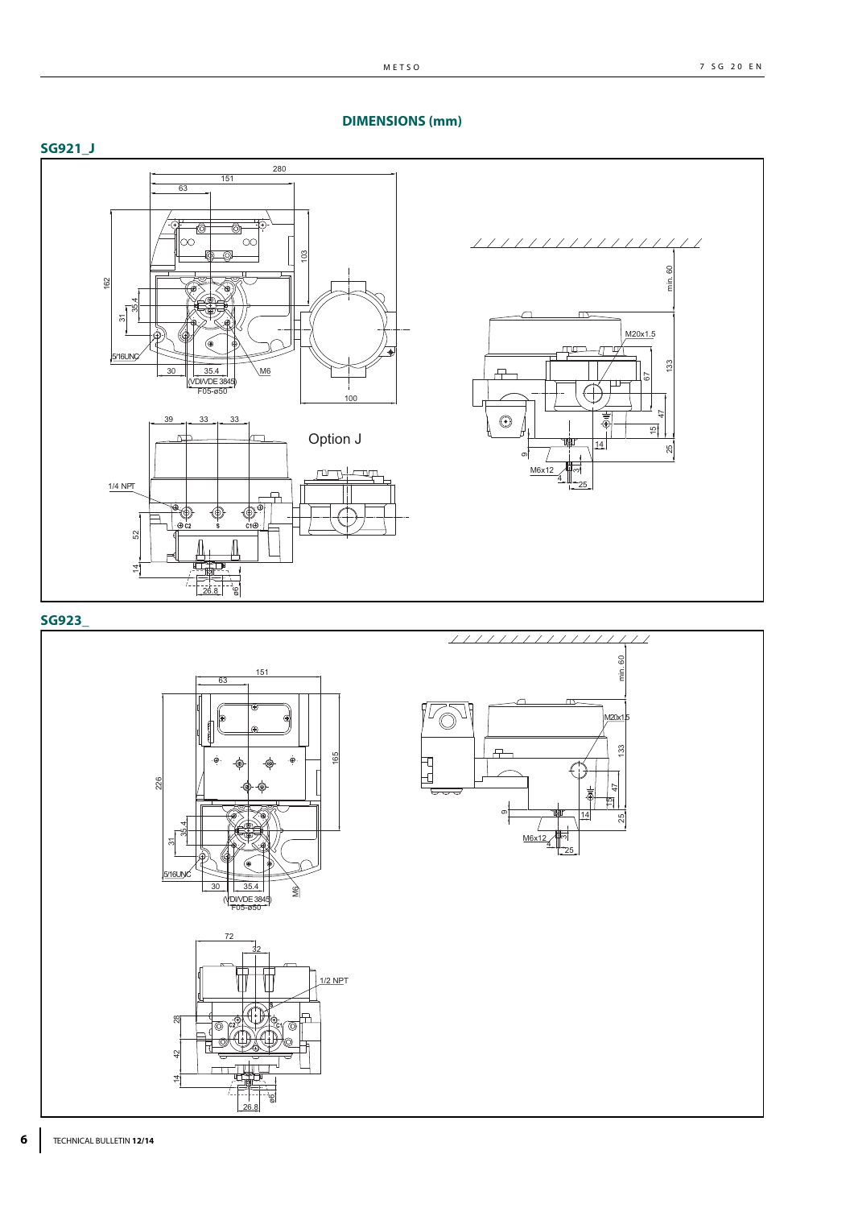## DIMENSIONS (mm)

### SG921_J

280
151
63
103
162
35.4
31
5/16UNC
30
35.4
(VDI/VDE 3845)
F05-ø50
M6
100
39
33
33
Option J
1/4 NPT
C2
S
C1
52
14
26.8
ø6
min. 60
M20x1.5
133
67
47
15
25
14
9
M6x12
4
3
25

### SG923_

151
63
165
226
35.4
31
5/16UNC
30
35.4
(VDI/VDE 3845)
F05-ø50
M6
72
32
1/2 NPT
C2
C1
28
42
14
26.8
ø6
min. 60
M20x1.5
133
47
15
25
14
9
M6x12
4
3
25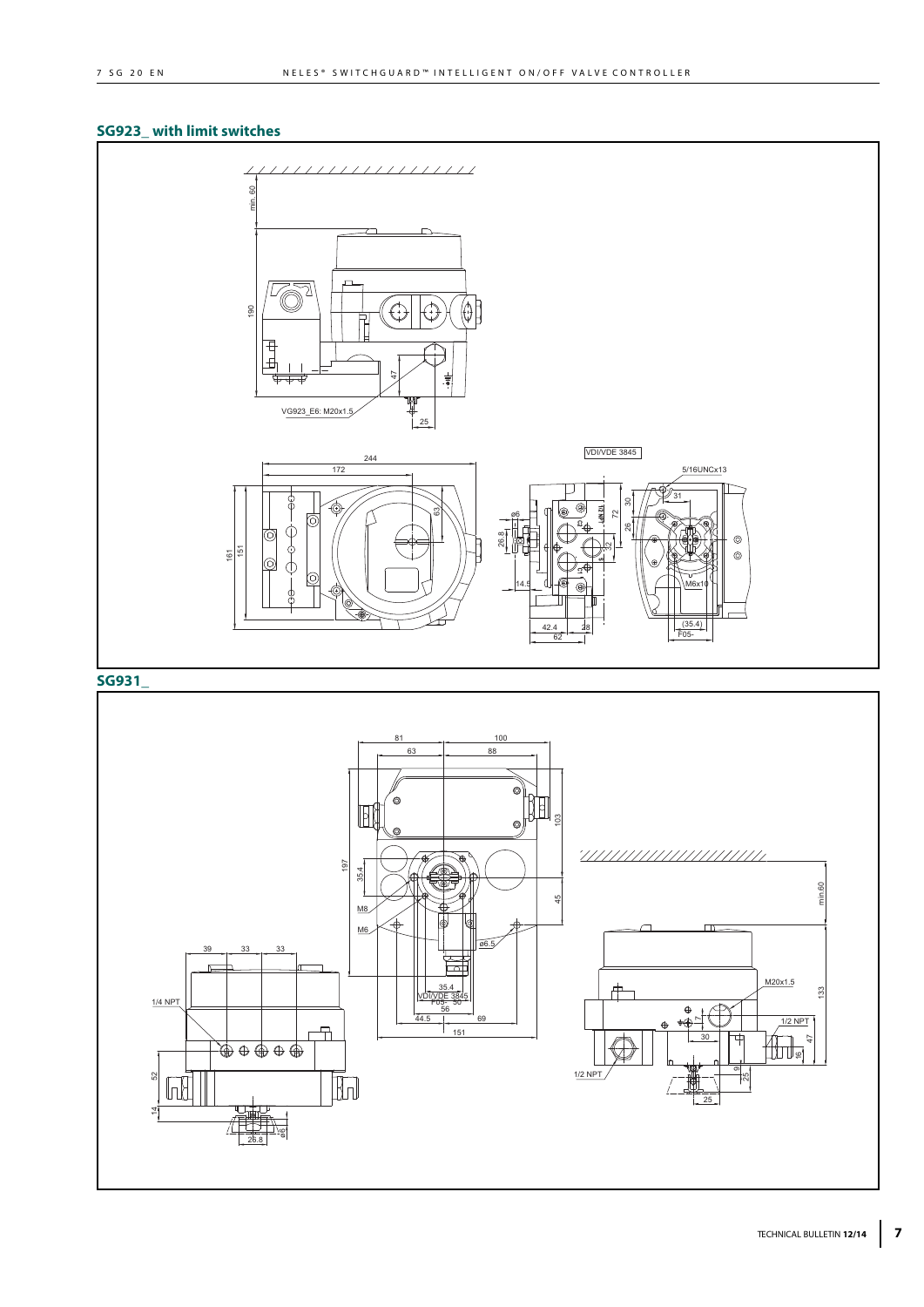## SG923_ with limit switches

min. 60

190

47

VG923_E6: M20x1.5

25

244

172

161

151

63

VDI/VDE 3845

5/16UNCx13

31

30

72

26

26.8

ø6

32

14.5

42.4

62

28

M6x10

(35.4)

F05-

## SG931_

81

100

63

88

103

197

35.4

45

M8

M6

ø6.5

35.4

VDI/VDE 3845

F05- 50

56

44.5

69

151

min.60

39

33

33

1/4 NPT

52

14

26.8

ø6

M20x1.5

133

17

1/2 NPT

30

47

16

9

25

1/2 NPT

25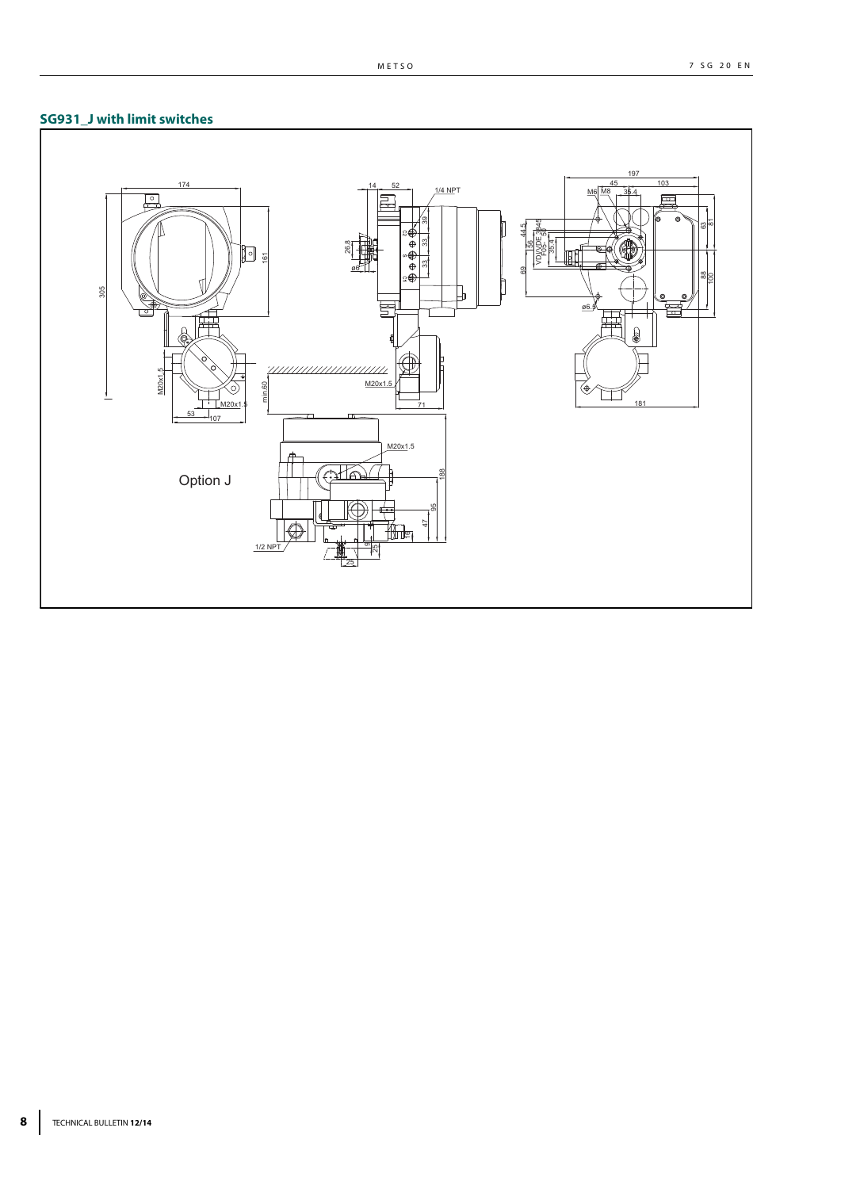## SG931_J with limit switches

Option J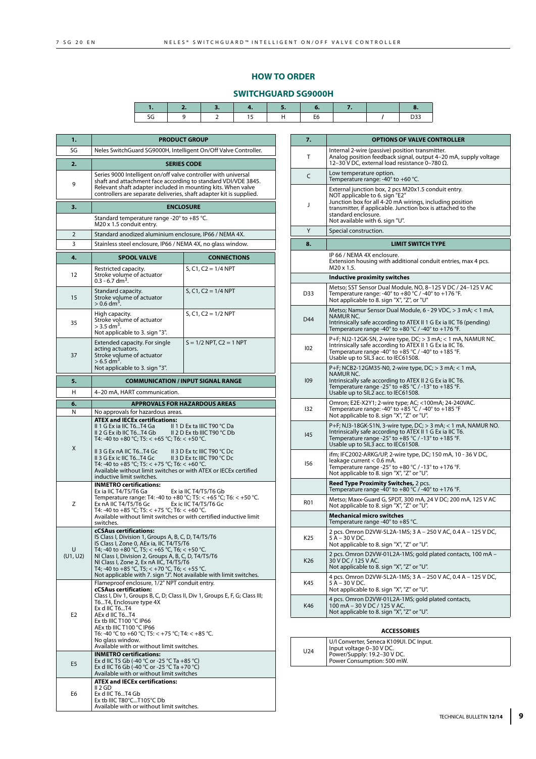## HOW TO ORDER

### SWITCHGUARD SG9000H

| 1. | 2. | 3. | 4. | 5. | 6. | 7. | | 8. |
|---|---|---|---|---|---|---|---|---|
| SG | 9 | 2 | 15 | H | E6 | | / | D33 |

| 1. | PRODUCT GROUP | |
|---|---|---|
| SG | Neles SwitchGuard SG9000H, Intelligent On/Off Valve Controller. | |
| **2.** | **SERIES CODE** | |
| 9 | Series 9000 Intelligent on/off valve controller with universal shaft and attachment face according to standard VDI/VDE 3845. Relevant shaft adapter included in mounting kits. When valve controllers are separate deliveries, shaft adapter kit is supplied. | |
| **3.** | **ENCLOSURE** | |
| | Standard temperature range -20° to +85 °C. M20 x 1.5 conduit entry. | |
| 2 | Standard anodized aluminium enclosure, IP66 / NEMA 4X. | |
| 3 | Stainless steel enclosure, IP66 / NEMA 4X, no glass window. | |
| **4.** | **SPOOL VALVE** | **CONNECTIONS** |
| 12 | Restricted capacity. Stroke volume of actuator 0.3 - 6.7 dm³. | S, C1, C2 = 1/4 NPT |
| 15 | Standard capacity. Stroke volume of actuator > 0.6 dm³. | S, C1, C2 = 1/4 NPT |
| 35 | High capacity. Stroke volume of actuator > 3.5 dm³. Not applicable to 3. sign "3". | S, C1, C2 = 1/2 NPT |
| 37 | Extended capacity. For single acting actuators. Stroke volume of actuator > 6.5 dm³. Not applicable to 3. sign "3". | S = 1/2 NPT, C2 = 1 NPT |
| **5.** | **COMMUNICATION / INPUT SIGNAL RANGE** | |
| H | 4–20 mA, HART communication. | |
| **6.** | **APPROVALS FOR HAZARDOUS AREAS** | |
| N | No approvals for hazardous areas. | |
| X | **ATEX and IECEx certifications:** II 1 G Ex ia IIC T6...T4 Ga / II 1 D Ex ta IIIC T90 °C Da; II 2 G Ex ib IIC T6...T4 Gb / II 2 D Ex tb IIIC T90 °C Db; T4: -40 to +80 °C; T5: < +65 °C; T6: < +50 °C. II 3 G Ex nA IIC T6...T4 Gc / II 3 D Ex tc IIIC T90 °C Dc; II 3 G Ex ic IIC T6...T4 Gc / II 3 D Ex tc IIIC T90 °C Dc; T4: -40 to +85 °C; T5: < +75 °C; T6: < +60 °C. Available without limit switches or with ATEX or IECEx certified inductive limit switches. | |
| Z | **INMETRO certifications:** Ex ia IIC T4/T5/T6 Ga / Ex ia IIC T4/T5/T6 Gb; Temperature range: T4: -40 to +80 °C; T5: < +65 °C; T6: < +50 °C. Ex nA IIC T4/T5/T6 Gc / Ex ic IIC T4/T5/T6 Gc; T4: -40 to +85 °C; T5: < +75 °C; T6: < +60 °C. Available without limit switches or with certified inductive limit switches. | |
| U (U1, U2) | **cCSAus certifications:** IS Class I, Division 1, Groups A, B, C, D, T4/T5/T6; IS Class I, Zone 0, AEx ia, IIC T4/T5/T6; T4; -40 to +80 °C, T5; < +65 °C, T6; < +50 °C. NI Class I, Division 2, Groups A, B, C, D, T4/T5/T6; NI Class I, Zone 2, Ex nA IIC, T4/T5/T6; T4; -40 to +85 °C, T5; < +70 °C, T6; < +55 °C. Not applicable with 7. sign "J". Not available with limit switches. | |
| E2 | Flameproof enclosure, 1/2" NPT conduit entry. **cCSAus certification:** Class I, Div 1, Groups B, C, D; Class II, Div 1, Groups E, F, G; Class III; T6...T4, Enclosure type 4X; Ex d IIC T6...T4; AEx d IIC T6...T4; Ex tb IIIC T100 °C IP66; AEx tb IIIC T100 °C IP66; T6: -40 °C to +60 °C; T5: < +75 °C; T4: < +85 °C. No glass window. Available with or without limit switches. | |
| E5 | **INMETRO certifications:** Ex d IIC T5 Gb (-40 °C or -25 °C Ta +85 °C); Ex d IIC T6 Gb (-40 °C or -25 °C Ta +70 °C). Available with or without limit switches | |
| E6 | **ATEX and IECEx certifications:** II 2 GD; Ex d IIC T6...T4 Gb; Ex tb IIIC T80°C...T105°C Db. Available with or without limit switches. | |

| 7. | OPTIONS OF VALVE CONTROLLER |
|---|---|
| T | Internal 2-wire (passive) position transmitter. Analog position feedback signal, output 4–20 mA, supply voltage 12–30 V DC, external load resistance 0–780 Ω. |
| C | Low temperature option. Temperature range: -40° to +60 °C. |
| J | External junction box, 2 pcs M20x1.5 conduit entry. NOT applicable to 6. sign "E2". Junction box for all 4-20 mA wirings, including position transmitter, if applicable. Junction box is attached to the standard enclosure. Not available with 6. sign "U". |
| Y | Special construction. |
| **8.** | **LIMIT SWITCH TYPE** |
| | IP 66 / NEMA 4X enclosure. Extension housing with additional conduit entries, max 4 pcs. M20 x 1.5. |
| | **Inductive proximity switches** |
| D33 | Metso; SST Sensor Dual Module, NO, 8–125 V DC / 24–125 V AC. Temperature range: -40° to +80 °C / -40° to +176 °F. Not applicable to 8. sign "X", "Z", or "U" |
| D44 | Metso; Namur Sensor Dual Module, 6 - 29 VDC, > 3 mA; < 1 mA, NAMUR NC. Intrinsically safe according to ATEX II 1 G Ex ia IIC T6 (pending). Temperature range -40° to +80 °C / -40° to +176 °F. |
| I02 | P+F; NJ2-12GK-SN, 2-wire type, DC; > 3 mA; < 1 mA, NAMUR NC. Intrinsically safe according to ATEX II 1 G Ex ia IIC T6. Temperature range -40° to +85 °C / -40° to +185 °F. Usable up to SIL3 acc. to IEC61508. |
| I09 | P+F; NCB2-12GM35-N0, 2-wire type, DC; > 3 mA; < 1 mA, NAMUR NC. Intrinsically safe according to ATEX II 2 G Ex ia IIC T6. Temperature range -25° to +85 °C / -13° to +185 °F. Usable up to SIL2 acc. to IEC61508. |
| I32 | Omron; E2E-X2Y1; 2-wire type; AC; <100mA; 24-240VAC. Temperature range: -40° to +85 °C / -40° to +185 °F. Not applicable to 8. sign "X", "Z" or "U". |
| I45 | P+F; NJ3-18GK-S1N, 3-wire type, DC; > 3 mA; < 1 mA, NAMUR NO. Intrinsically safe according to ATEX II 1 G Ex ia IIC T6. Temperature range -25° to +85 °C / -13° to +185 °F. Usable up to SIL3 acc. to IEC61508. |
| I56 | ifm; IFC2002-ARKG/UP, 2-wire type, DC; 150 mA, 10 - 36 V DC, leakage current < 0.6 mA. Temperature range -25° to +80 °C / -13° to +176 °F. Not applicable to 8. sign "X", "Z" or "U". |
| | **Reed Type Proximity Switches,** 2 pcs. Temperature range -40° to +80 °C / -40° to +176 °F. |
| R01 | Metso; Maxx-Guard G, SPDT, 300 mA, 24 V DC; 200 mA, 125 V AC. Not applicable to 8. sign "X", "Z" or "U". |
| | **Mechanical micro switches** Temperature range -40° to +85 °C. |
| K25 | 2 pcs. Omron D2VW-5L2A-1MS; 3 A – 250 V AC, 0.4 A – 125 V DC, 5 A – 30 V DC. Not applicable to 8. sign "X", "Z" or "U". |
| K26 | 2 pcs. Omron D2VW-01L2A-1MS; gold plated contacts, 100 mA – 30 V DC / 125 V AC. Not applicable to 8. sign "X", "Z" or "U". |
| K45 | 4 pcs. Omron D2VW-5L2A-1MS; 3 A – 250 V AC, 0.4 A – 125 V DC, 5 A – 30 V DC. Not applicable to 8. sign "X", "Z" or "U". |
| K46 | 4 pcs. Omron D2VW-01L2A-1MS; gold plated contacts, 100 mA – 30 V DC / 125 V AC. Not applicable to 8. sign "X", "Z" or "U". |

#### ACCESSORIES

| | |
|---|---|
| U24 | U/I Converter, Seneca K109UI. DC Input. Input voltage 0–30 V DC. Power/Supply: 19.2–30 V DC. Power Consumption: 500 mW. |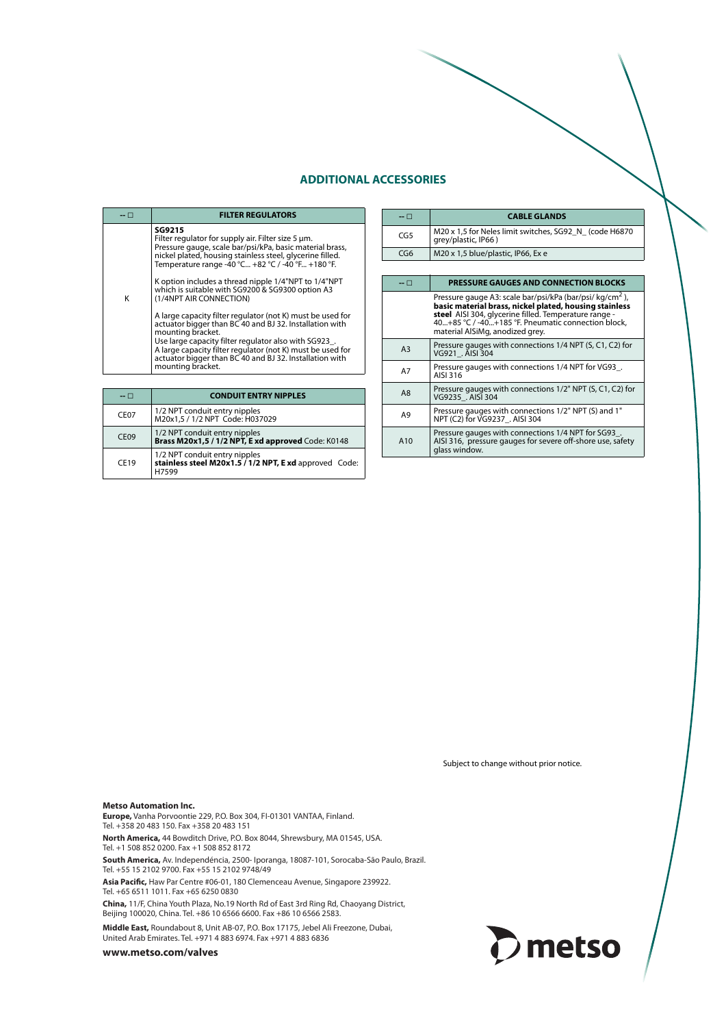## ADDITIONAL ACCESSORIES

| -- □ | FILTER REGULATORS |
|---|---|
| K | **SG9215**<br>Filter regulator for supply air. Filter size 5 µm.<br>Pressure gauge, scale bar/psi/kPa, basic material brass, nickel plated, housing stainless steel, glycerine filled.<br>Temperature range -40 °C... +82 °C / -40 °F... +180 °F.<br><br>K option includes a thread nipple 1/4"NPT to 1/4"NPT which is suitable with SG9200 & SG9300 option A3 (1/4NPT AIR CONNECTION)<br><br>A large capacity filter regulator (not K) must be used for actuator bigger than BC 40 and BJ 32. Installation with mounting bracket.<br>Use large capacity filter regulator also with SG923_.<br>A large capacity filter regulator (not K) must be used for actuator bigger than BC 40 and BJ 32. Installation with mounting bracket. |

| -- □ | CONDUIT ENTRY NIPPLES |
|---|---|
| CE07 | 1/2 NPT conduit entry nipples<br>M20x1,5 / 1/2 NPT Code: H037029 |
| CE09 | 1/2 NPT conduit entry nipples<br>**Brass M20x1,5 / 1/2 NPT, E xd approved** Code: K0148 |
| CE19 | 1/2 NPT conduit entry nipples<br>**stainless steel M20x1.5 / 1/2 NPT, E xd** approved Code: H7599 |

| -- □ | CABLE GLANDS |
|---|---|
| CG5 | M20 x 1,5 for Neles limit switches, SG92_N_ (code H6870 grey/plastic, IP66 ) |
| CG6 | M20 x 1,5 blue/plastic, IP66, Ex e |

| -- □ | PRESSURE GAUGES AND CONNECTION BLOCKS |
|---|---|
| | Pressure gauge A3: scale bar/psi/kPa (bar/psi/ kg/cm$^2$ ), **basic material brass, nickel plated, housing stainless steel** AISI 304, glycerine filled. Temperature range -40...+85 °C / -40...+185 °F. Pneumatic connection block, material AlSiMg, anodized grey. |
| A3 | Pressure gauges with connections 1/4 NPT (S, C1, C2) for VG921_. AISI 304 |
| A7 | Pressure gauges with connections 1/4 NPT for VG93_. AISI 316 |
| A8 | Pressure gauges with connections 1/2" NPT (S, C1, C2) for VG9235_. AISI 304 |
| A9 | Pressure gauges with connections 1/2" NPT (S) and 1" NPT (C2) for VG9237_. AISI 304 |
| A10 | Pressure gauges with connections 1/4 NPT for SG93_. AISI 316, pressure gauges for severe off-shore use, safety glass window. |

Subject to change without prior notice.

**Metso Automation Inc.**

**Europe,** Vanha Porvoontie 229, P.O. Box 304, FI-01301 VANTAA, Finland.
Tel. +358 20 483 150. Fax +358 20 483 151

**North America,** 44 Bowditch Drive, P.O. Box 8044, Shrewsbury, MA 01545, USA.
Tel. +1 508 852 0200. Fax +1 508 852 8172

**South America,** Av. Independência, 2500- Iporanga, 18087-101, Sorocaba-São Paulo, Brazil.
Tel. +55 15 2102 9700. Fax +55 15 2102 9748/49

**Asia Pacific,** Haw Par Centre #06-01, 180 Clemenceau Avenue, Singapore 239922.
Tel. +65 6511 1011. Fax +65 6250 0830

**China,** 11/F, China Youth Plaza, No.19 North Rd of East 3rd Ring Rd, Chaoyang District, Beijing 100020, China. Tel. +86 10 6566 6600. Fax +86 10 6566 2583.

**Middle East,** Roundabout 8, Unit AB-07, P.O. Box 17175, Jebel Ali Freezone, Dubai, United Arab Emirates. Tel. +971 4 883 6974. Fax +971 4 883 6836

**www.metso.com/valves**

metso